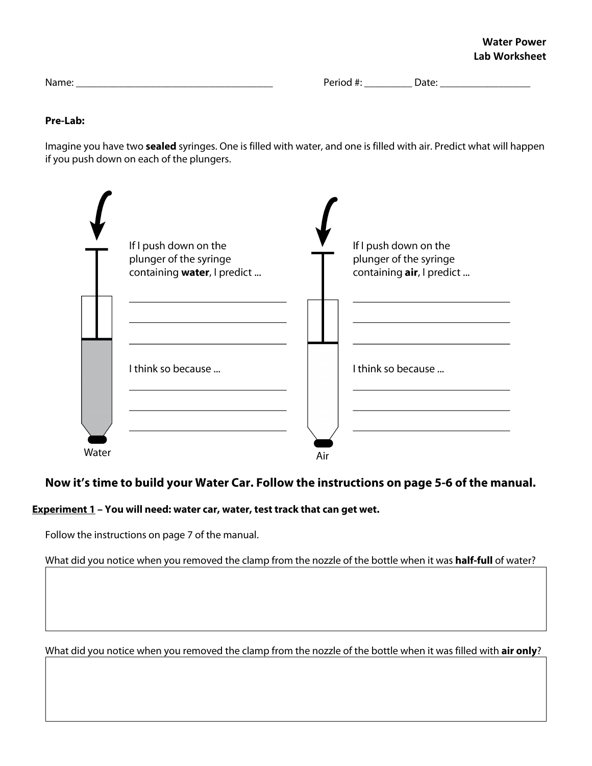**Water Power**
**Lab Worksheet**

Name: ______________________________________ Period #: _________ Date: _________________

**Pre-Lab:**

Imagine you have two **sealed** syringes. One is filled with water, and one is filled with air. Predict what will happen if you push down on each of the plungers.

If I push down on the plunger of the syringe containing **water**, I predict ...

______________________________

______________________________

______________________________

I think so because ...

______________________________

______________________________

______________________________

Water

If I push down on the plunger of the syringe containing **air**, I predict ...

______________________________

______________________________

______________________________

I think so because ...

______________________________

______________________________

______________________________

Air

### Now it's time to build your Water Car. Follow the instructions on page 5-6 of the manual.

**<u>Experiment 1</u> – You will need: water car, water, test track that can get wet.**

Follow the instructions on page 7 of the manual.

What did you notice when you removed the clamp from the nozzle of the bottle when it was **half-full** of water?

| |
|---|
| |

What did you notice when you removed the clamp from the nozzle of the bottle when it was filled with **air only**?

| |
|---|
| |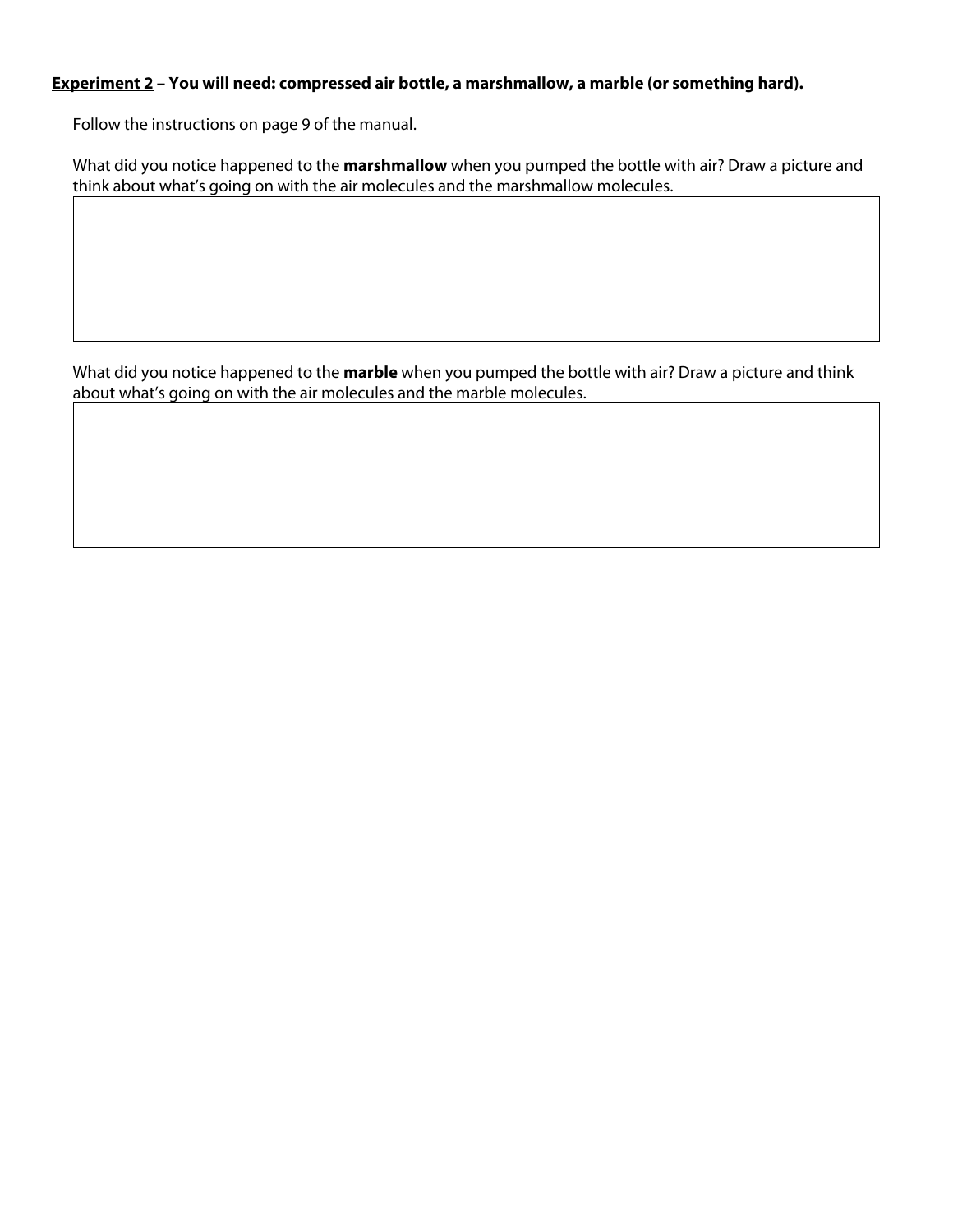**<u>Experiment 2</u> – You will need: compressed air bottle, a marshmallow, a marble (or something hard).**

Follow the instructions on page 9 of the manual.

What did you notice happened to the **marshmallow** when you pumped the bottle with air? Draw a picture and think about what's going on with the air molecules and the marshmallow molecules.

What did you notice happened to the **marble** when you pumped the bottle with air? Draw a picture and think about what's going on with the air molecules and the marble molecules.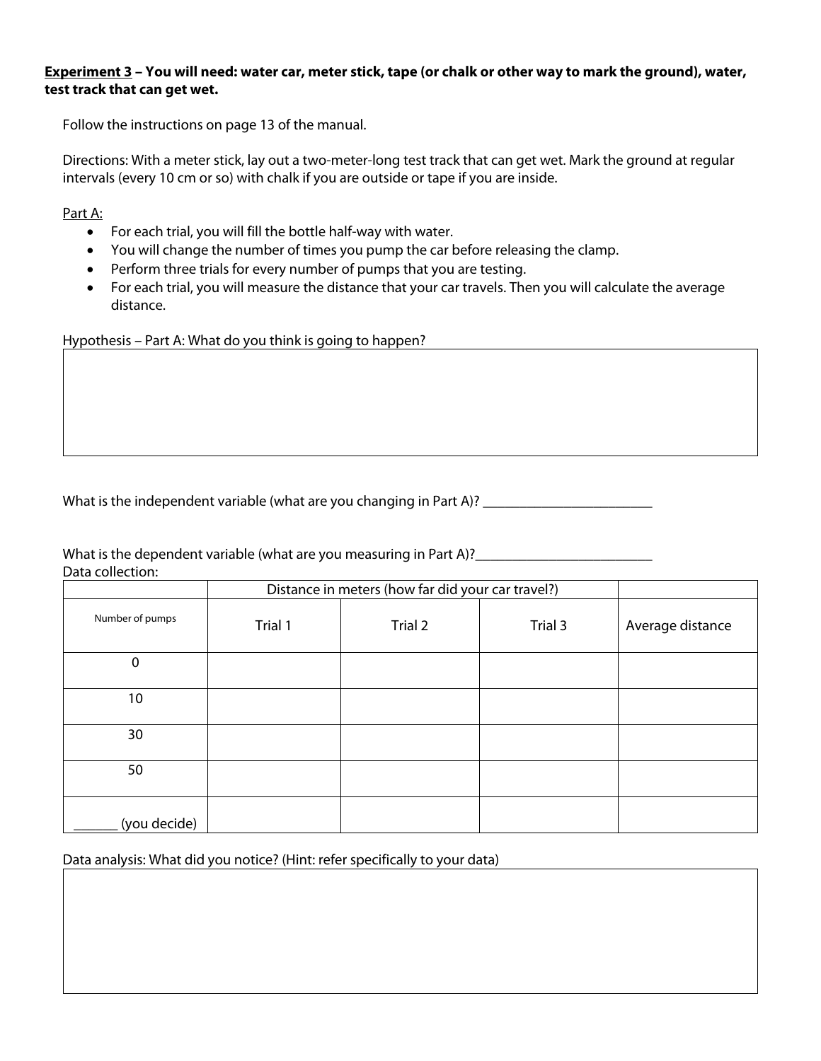**<u>Experiment 3</u> – You will need: water car, meter stick, tape (or chalk or other way to mark the ground), water, test track that can get wet.**

Follow the instructions on page 13 of the manual.

Directions: With a meter stick, lay out a two-meter-long test track that can get wet. Mark the ground at regular intervals (every 10 cm or so) with chalk if you are outside or tape if you are inside.

<u>Part A:</u>

- For each trial, you will fill the bottle half-way with water.
- You will change the number of times you pump the car before releasing the clamp.
- Perform three trials for every number of pumps that you are testing.
- For each trial, you will measure the distance that your car travels. Then you will calculate the average distance.

Hypothesis – Part A: What do you think is going to happen?

| |
|---|
| |

What is the independent variable (what are you changing in Part A)? ________________________

What is the dependent variable (what are you measuring in Part A)?_________________________

Data collection:

| | Distance in meters (how far did your car travel?) | | | |
|---|---|---|---|---|
| Number of pumps | Trial 1 | Trial 2 | Trial 3 | Average distance |
| 0 | | | | |
| 10 | | | | |
| 30 | | | | |
| 50 | | | | |
| ______ (you decide) | | | | |

Data analysis: What did you notice? (Hint: refer specifically to your data)

| |
|---|
| |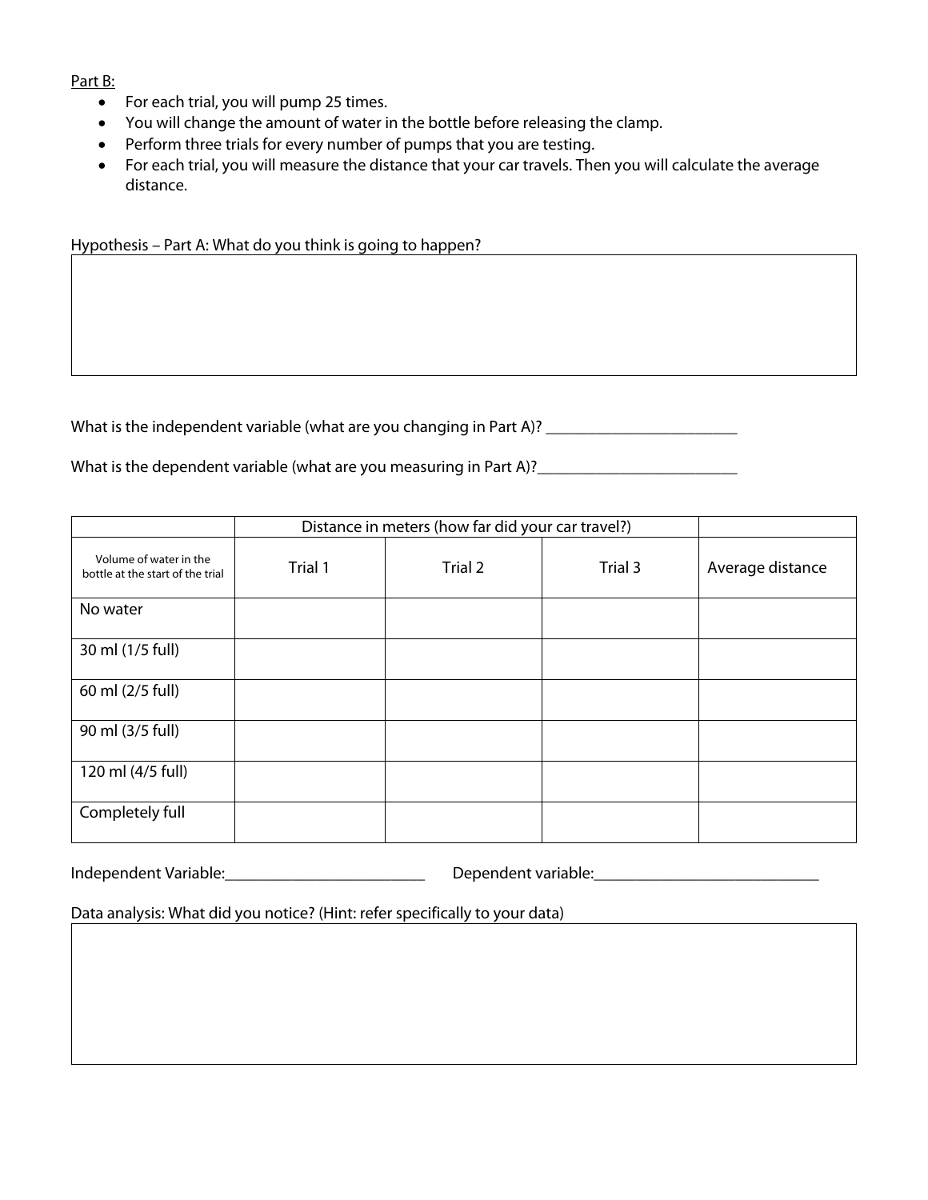Part B:

- For each trial, you will pump 25 times.
- You will change the amount of water in the bottle before releasing the clamp.
- Perform three trials for every number of pumps that you are testing.
- For each trial, you will measure the distance that your car travels. Then you will calculate the average distance.

Hypothesis – Part A: What do you think is going to happen?

What is the independent variable (what are you changing in Part A)? ________________________

What is the dependent variable (what are you measuring in Part A)?_________________________

| | Distance in meters (how far did your car travel?) | | | |
|---|---|---|---|---|
| Volume of water in the bottle at the start of the trial | Trial 1 | Trial 2 | Trial 3 | Average distance |
| No water | | | | |
| 30 ml (1/5 full) | | | | |
| 60 ml (2/5 full) | | | | |
| 90 ml (3/5 full) | | | | |
| 120 ml (4/5 full) | | | | |
| Completely full | | | | |

Independent Variable:_________________________ Dependent variable:____________________________

Data analysis: What did you notice? (Hint: refer specifically to your data)